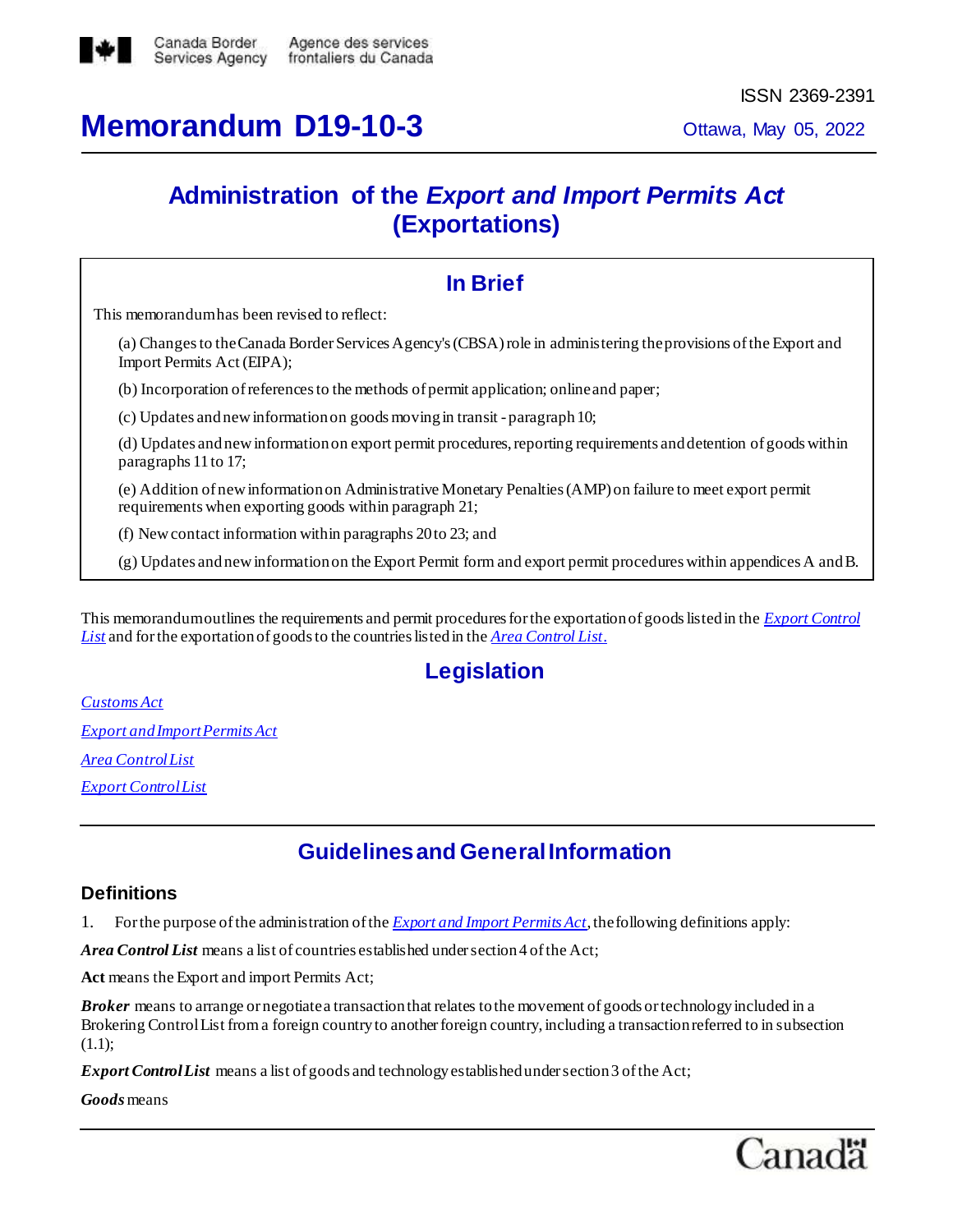Canada Border Services Agency / Agence des services frontaliers du Canada

ISSN 2369-2391

# Memorandum D19-10-3

Ottawa, May 05, 2022

## Administration of the *Export and Import Permits Act* (Exportations)

### In Brief

This memorandum has been revised to reflect:

(a) Changes to the Canada Border Services Agency's (CBSA) role in administering the provisions of the Export and Import Permits Act (EIPA);

(b) Incorporation of references to the methods of permit application; online and paper;

(c) Updates and new information on goods moving in transit - paragraph 10;

(d) Updates and new information on export permit procedures, reporting requirements and detention of goods within paragraphs 11 to 17;

(e) Addition of new information on Administrative Monetary Penalties (AMP) on failure to meet export permit requirements when exporting goods within paragraph 21;

(f) New contact information within paragraphs 20 to 23; and

(g) Updates and new information on the Export Permit form and export permit procedures within appendices A and B.

This memorandum outlines the requirements and permit procedures for the exportation of goods listed in the *Export Control List* and for the exportation of goods to the countries listed in the *Area Control List*.

## Legislation

*Customs Act*

*Export and Import Permits Act*

*Area Control List*

*Export Control List*

## Guidelines and General Information

### Definitions

1. For the purpose of the administration of the *Export and Import Permits Act*, the following definitions apply:

***Area Control List*** means a list of countries established under section 4 of the Act;

**Act** means the Export and import Permits Act;

***Broker*** means to arrange or negotiate a transaction that relates to the movement of goods or technology included in a Brokering Control List from a foreign country to another foreign country, including a transaction referred to in subsection (1.1);

***Export Control List*** means a list of goods and technology established under section 3 of the Act;

***Goods*** means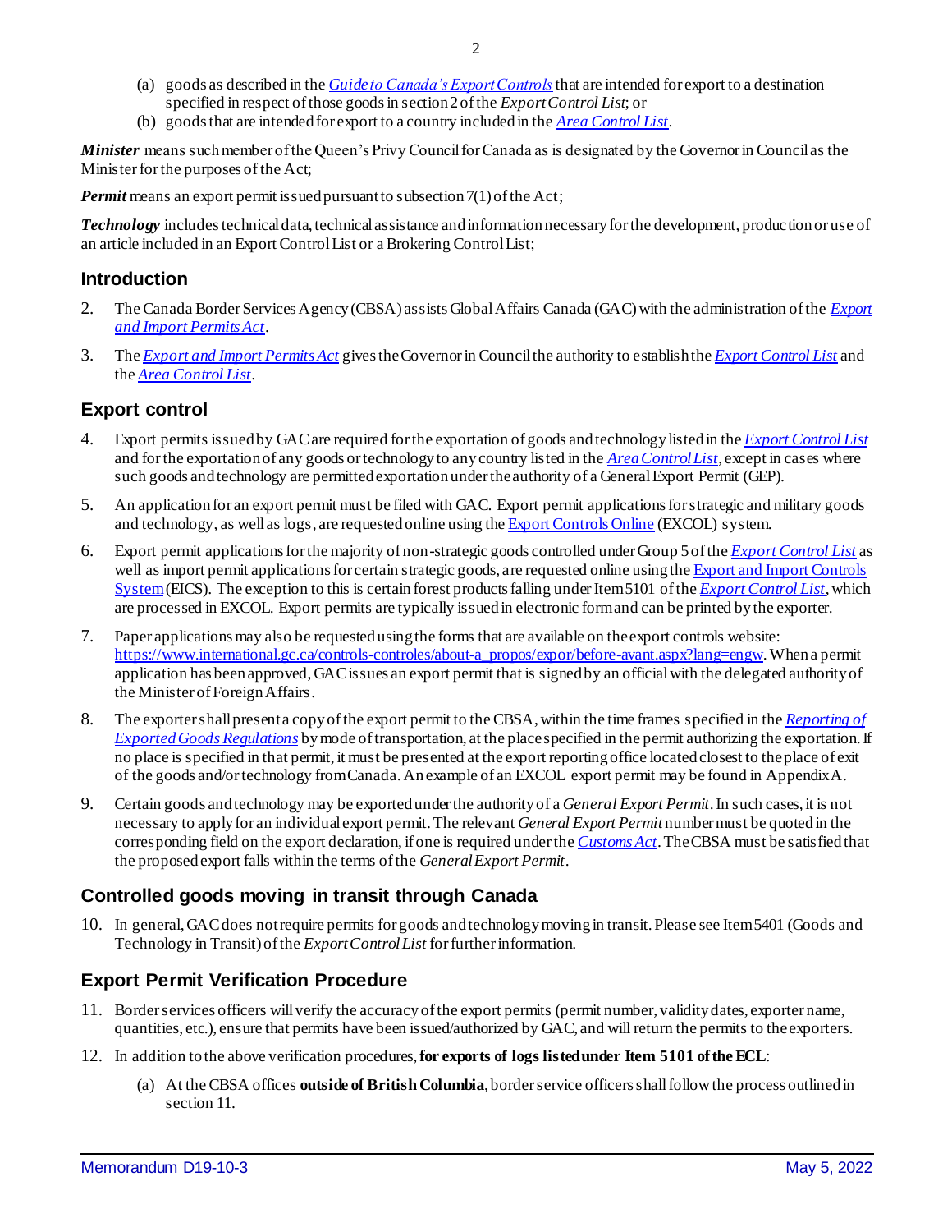(a) goods as described in the *Guide to Canada's Export Controls* that are intended for export to a destination specified in respect of those goods in section 2 of the *Export Control List*; or
(b) goods that are intended for export to a country included in the *Area Control List*.

***Minister*** means such member of the Queen's Privy Council for Canada as is designated by the Governor in Council as the Minister for the purposes of the Act;

***Permit*** means an export permit issued pursuant to subsection 7(1) of the Act;

***Technology*** includes technical data, technical assistance and information necessary for the development, production or use of an article included in an Export Control List or a Brokering Control List;

## Introduction

2. The Canada Border Services Agency (CBSA) assists Global Affairs Canada (GAC) with the administration of the *Export and Import Permits Act*.

3. The *Export and Import Permits Act* gives the Governor in Council the authority to establish the *Export Control List* and the *Area Control List*.

## Export control

4. Export permits issued by GAC are required for the exportation of goods and technology listed in the *Export Control List* and for the exportation of any goods or technology to any country listed in the *Area Control List*, except in cases where such goods and technology are permitted exportation under the authority of a General Export Permit (GEP).

5. An application for an export permit must be filed with GAC. Export permit applications for strategic and military goods and technology, as well as logs, are requested online using the Export Controls Online (EXCOL) system.

6. Export permit applications for the majority of non-strategic goods controlled under Group 5 of the *Export Control List* as well as import permit applications for certain strategic goods, are requested online using the Export and Import Controls System (EICS). The exception to this is certain forest products falling under Item 5101 of the *Export Control List*, which are processed in EXCOL. Export permits are typically issued in electronic form and can be printed by the exporter.

7. Paper applications may also be requested using the forms that are available on the export controls website: https://www.international.gc.ca/controls-controles/about-a_propos/expor/before-avant.aspx?lang=engw. When a permit application has been approved, GAC issues an export permit that is signed by an official with the delegated authority of the Minister of Foreign Affairs.

8. The exporter shall present a copy of the export permit to the CBSA, within the time frames specified in the *Reporting of Exported Goods Regulations* by mode of transportation, at the place specified in the permit authorizing the exportation. If no place is specified in that permit, it must be presented at the export reporting office located closest to the place of exit of the goods and/or technology from Canada. An example of an EXCOL export permit may be found in Appendix A.

9. Certain goods and technology may be exported under the authority of a *General Export Permit*. In such cases, it is not necessary to apply for an individual export permit. The relevant *General Export Permit* number must be quoted in the corresponding field on the export declaration, if one is required under the *Customs Act*. The CBSA must be satisfied that the proposed export falls within the terms of the *General Export Permit*.

## Controlled goods moving in transit through Canada

10. In general, GAC does not require permits for goods and technology moving in transit. Please see Item 5401 (Goods and Technology in Transit) of the *Export Control List* for further information.

## Export Permit Verification Procedure

11. Border services officers will verify the accuracy of the export permits (permit number, validity dates, exporter name, quantities, etc.), ensure that permits have been issued/authorized by GAC, and will return the permits to the exporters.

12. In addition to the above verification procedures, **for exports of logs listed under Item 5101 of the ECL**:

    (a) At the CBSA offices **outside of British Columbia**, border service officers shall follow the process outlined in section 11.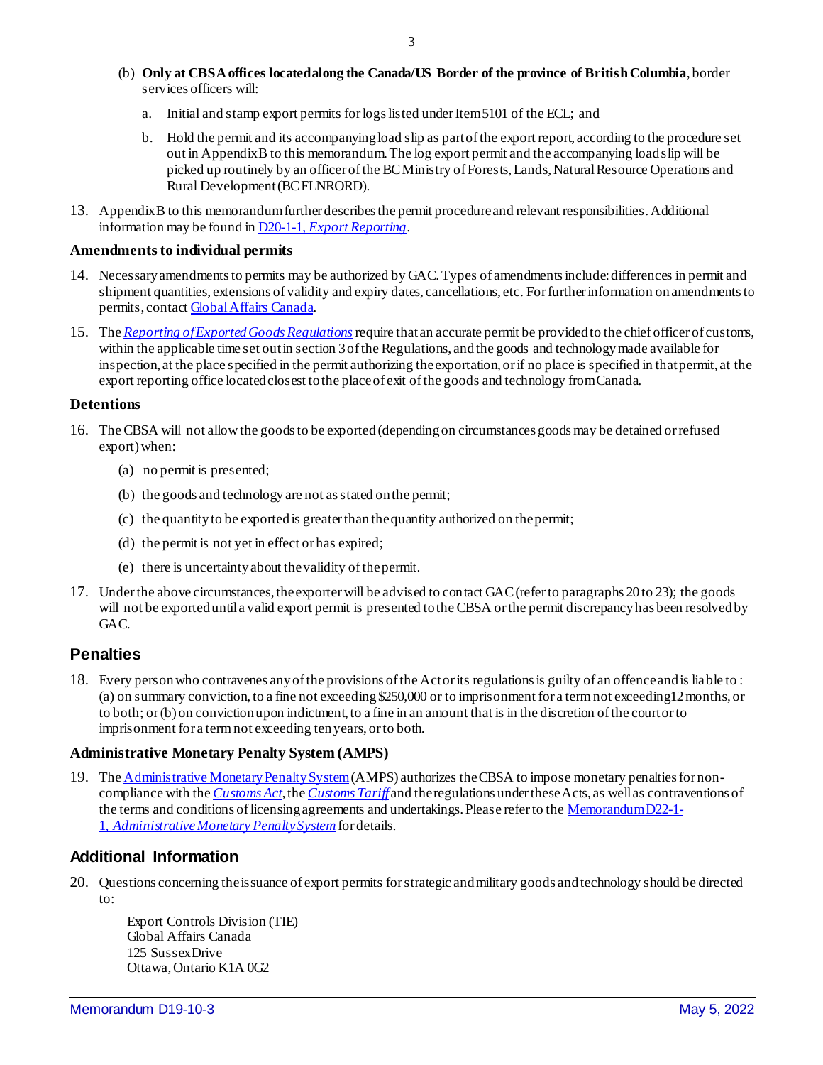(b) **Only at CBSA offices located along the Canada/US Border of the province of British Columbia**, border services officers will:

a. Initial and stamp export permits for logs listed under Item 5101 of the ECL; and

b. Hold the permit and its accompanying load slip as part of the export report, according to the procedure set out in Appendix B to this memorandum. The log export permit and the accompanying load slip will be picked up routinely by an officer of the BC Ministry of Forests, Lands, Natural Resource Operations and Rural Development (BC FLNRORD).

13. Appendix B to this memorandum further describes the permit procedure and relevant responsibilities. Additional information may be found in D20-1-1, *Export Reporting*.

### Amendments to individual permits

14. Necessary amendments to permits may be authorized by GAC. Types of amendments include: differences in permit and shipment quantities, extensions of validity and expiry dates, cancellations, etc. For further information on amendments to permits, contact Global Affairs Canada.

15. The *Reporting of Exported Goods Regulations* require that an accurate permit be provided to the chief officer of customs, within the applicable time set out in section 3 of the Regulations, and the goods and technology made available for inspection, at the place specified in the permit authorizing the exportation, or if no place is specified in that permit, at the export reporting office located closest to the place of exit of the goods and technology from Canada.

### Detentions

16. The CBSA will not allow the goods to be exported (depending on circumstances goods may be detained or refused export) when:

(a) no permit is presented;

(b) the goods and technology are not as stated on the permit;

(c) the quantity to be exported is greater than the quantity authorized on the permit;

(d) the permit is not yet in effect or has expired;

(e) there is uncertainty about the validity of the permit.

17. Under the above circumstances, the exporter will be advised to contact GAC (refer to paragraphs 20 to 23); the goods will not be exported until a valid export permit is presented to the CBSA or the permit discrepancy has been resolved by GAC.

## Penalties

18. Every person who contravenes any of the provisions of the Act or its regulations is guilty of an offence and is liable to : (a) on summary conviction, to a fine not exceeding $250,000 or to imprisonment for a term not exceeding 12 months, or to both; or (b) on conviction upon indictment, to a fine in an amount that is in the discretion of the court or to imprisonment for a term not exceeding ten years, or to both.

### Administrative Monetary Penalty System (AMPS)

19. The Administrative Monetary Penalty System (AMPS) authorizes the CBSA to impose monetary penalties for non-compliance with the *Customs Act*, the *Customs Tariff* and the regulations under these Acts, as well as contraventions of the terms and conditions of licensing agreements and undertakings. Please refer to the Memorandum D22-1-1, *Administrative Monetary Penalty System* for details.

## Additional Information

20. Questions concerning the issuance of export permits for strategic and military goods and technology should be directed to:

Export Controls Division (TIE)
Global Affairs Canada
125 Sussex Drive
Ottawa, Ontario K1A 0G2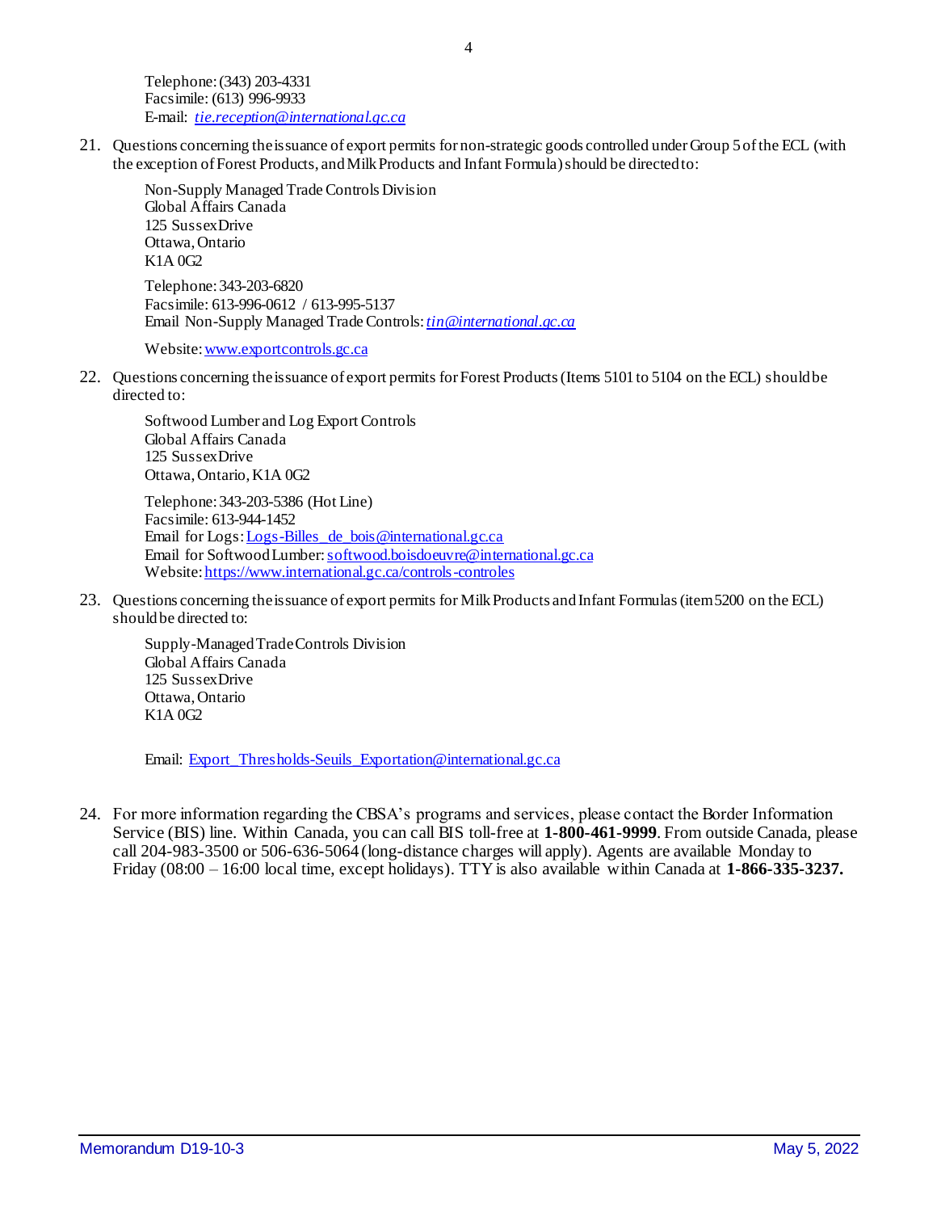Telephone: (343) 203-4331
Facsimile: (613) 996-9933
E-mail: *tie.reception@international.gc.ca*

21. Questions concerning the issuance of export permits for non-strategic goods controlled under Group 5 of the ECL (with the exception of Forest Products, and Milk Products and Infant Formula) should be directed to:

    Non-Supply Managed Trade Controls Division
    Global Affairs Canada
    125 Sussex Drive
    Ottawa, Ontario
    K1A 0G2

    Telephone: 343-203-6820
    Facsimile: 613-996-0612 / 613-995-5137
    Email Non-Supply Managed Trade Controls: *tin@international.gc.ca*

    Website: www.exportcontrols.gc.ca

22. Questions concerning the issuance of export permits for Forest Products (Items 5101 to 5104 on the ECL) should be directed to:

    Softwood Lumber and Log Export Controls
    Global Affairs Canada
    125 Sussex Drive
    Ottawa, Ontario, K1A 0G2

    Telephone: 343-203-5386 (Hot Line)
    Facsimile: 613-944-1452
    Email for Logs: Logs-Billes_de_bois@international.gc.ca
    Email for Softwood Lumber: softwood.boisdoeuvre@international.gc.ca
    Website: https://www.international.gc.ca/controls-controles

23. Questions concerning the issuance of export permits for Milk Products and Infant Formulas (item 5200 on the ECL) should be directed to:

    Supply-Managed Trade Controls Division
    Global Affairs Canada
    125 Sussex Drive
    Ottawa, Ontario
    K1A 0G2

    Email: Export_Thresholds-Seuils_Exportation@international.gc.ca

24. For more information regarding the CBSA's programs and services, please contact the Border Information Service (BIS) line. Within Canada, you can call BIS toll-free at **1-800-461-9999**. From outside Canada, please call 204-983-3500 or 506-636-5064 (long-distance charges will apply). Agents are available Monday to Friday (08:00 – 16:00 local time, except holidays). TTY is also available within Canada at **1-866-335-3237.**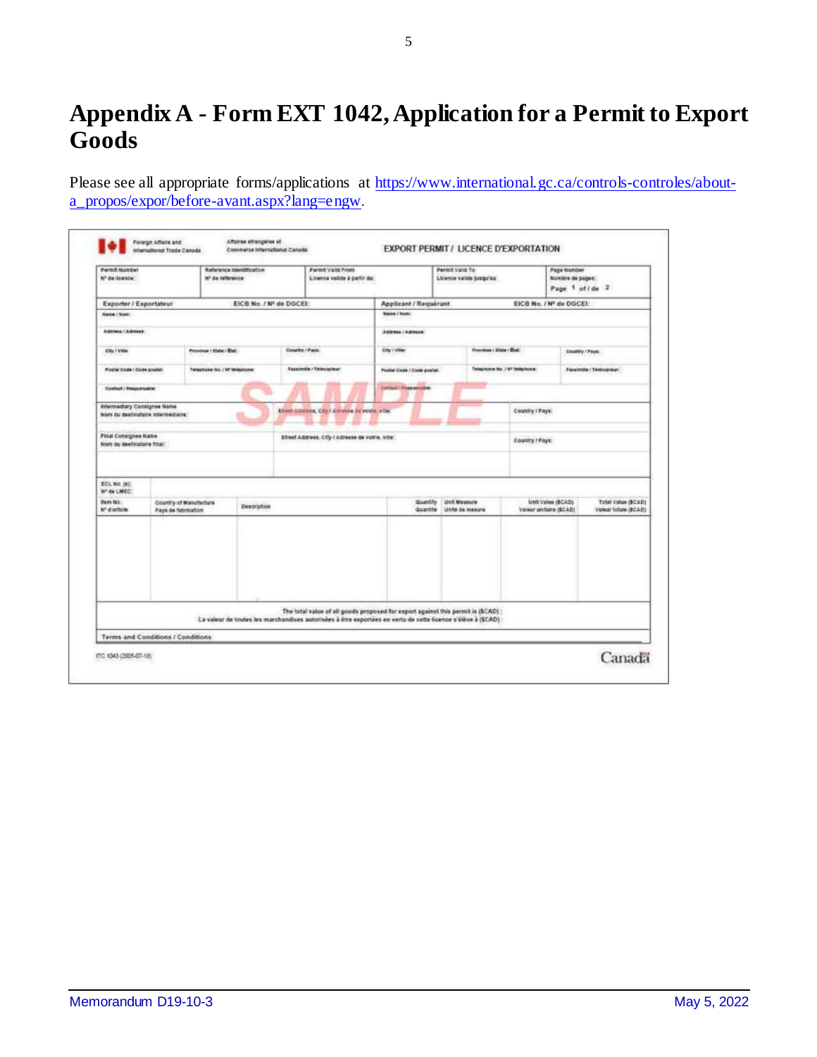# Appendix A - Form EXT 1042, Application for a Permit to Export Goods

Please see all appropriate forms/applications at [https://www.international.gc.ca/controls-controles/about-a_propos/expor/before-avant.aspx?lang=engw](https://www.international.gc.ca/controls-controles/about-a_propos/expor/before-avant.aspx?lang=engw).

Foreign Affairs and International Trade Canada / Affaires étrangères et Commerce international Canada

EXPORT PERMIT / LICENCE D'EXPORTATION

| Permit Number / Nº de licence: | Reference Identification / Nº de référence: | Permit Valid From / Licence valide à partir du: | Permit Valid To / Licence valide jusqu'au: | Page Number / Nombre de pages: Page 1 of / de 2 |
|---|---|---|---|---|

| Exporter / Exportateur | EICB No. / Nº de DGCEI: | | Applicant / Requérant | EICB No. / Nº de DGCEI: | |
|---|---|---|---|---|---|
| Name / Nom: | | | Name / Nom: | | |
| Address / Adresse: | | | Address / Adresse: | | |
| City / Ville: | Province / State / État: | Country / Pays: | City / Ville: | Province / State / État: | Country / Pays: |
| Postal Code / Code postal: | Telephone No. / Nº téléphone: | Facsimile / Télécopieur: | Postal Code / Code postal: | Telephone No. / Nº téléphone: | Facsimile / Télécopieur: |
| Contact / Responsable: | | | Contact / Responsable: | | |

SAMPLE

| Intermediary Consignee Name / Nom du destinataire intermédiaire: | Street Address, City / Adresse de voirie, ville: | Country / Pays: |
|---|---|---|
| Final Consignee Name / Nom du destinataire final: | Street Address, City / Adresse de voirie, ville: | Country / Pays: |

ECL No. (s): / Nº de LMEC:

| Item No. / Nº d'article | Country of Manufacture / Pays de fabrication | Description | Quantity / Quantité | Unit Measure / Unité de mesure | Unit Value ($CAD) / Valeur unitaire ($CAD) | Total Value ($CAD) / Valeur totale ($CAD) |
|---|---|---|---|---|---|---|
| | | | | | | |

The total value of all goods proposed for export against this permit is ($CAD):
La valeur de toutes les marchandises autorisées à être exportées en vertu de cette licence s'élève à ($CAD):

Terms and Conditions / Conditions

ITC 1043 (2005-07-18)

Canada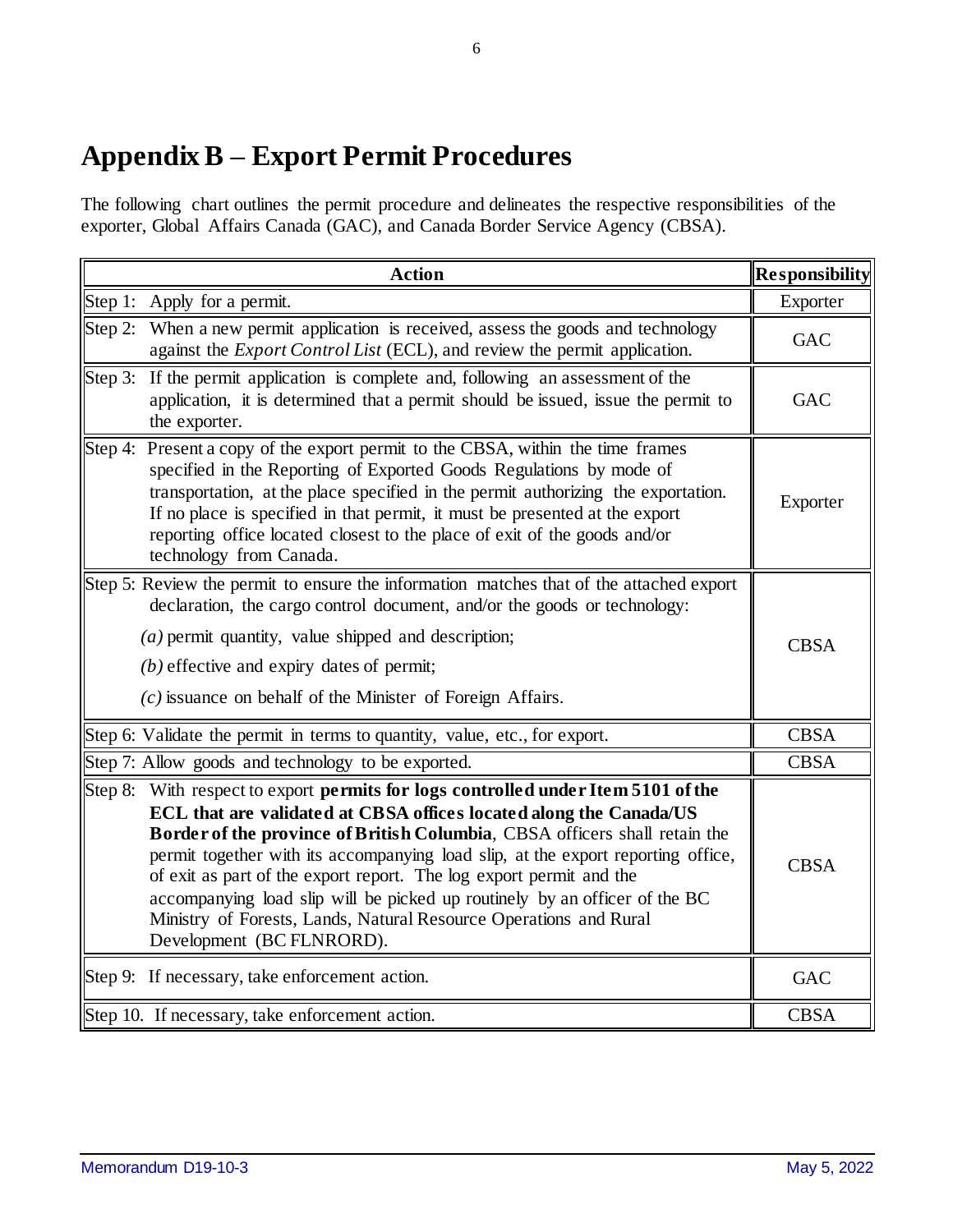# Appendix B – Export Permit Procedures

The following chart outlines the permit procedure and delineates the respective responsibilities of the exporter, Global Affairs Canada (GAC), and Canada Border Service Agency (CBSA).

| Action | Responsibility |
|---|---|
| Step 1: Apply for a permit. | Exporter |
| Step 2: When a new permit application is received, assess the goods and technology against the *Export Control List* (ECL), and review the permit application. | GAC |
| Step 3: If the permit application is complete and, following an assessment of the application, it is determined that a permit should be issued, issue the permit to the exporter. | GAC |
| Step 4: Present a copy of the export permit to the CBSA, within the time frames specified in the Reporting of Exported Goods Regulations by mode of transportation, at the place specified in the permit authorizing the exportation. If no place is specified in that permit, it must be presented at the export reporting office located closest to the place of exit of the goods and/or technology from Canada. | Exporter |
| Step 5: Review the permit to ensure the information matches that of the attached export declaration, the cargo control document, and/or the goods or technology:<br>*(a)* permit quantity, value shipped and description;<br>*(b)* effective and expiry dates of permit;<br>*(c)* issuance on behalf of the Minister of Foreign Affairs. | CBSA |
| Step 6: Validate the permit in terms to quantity, value, etc., for export. | CBSA |
| Step 7: Allow goods and technology to be exported. | CBSA |
| Step 8: With respect to export **permits for logs controlled under Item 5101 of the ECL that are validated at CBSA offices located along the Canada/US Border of the province of British Columbia**, CBSA officers shall retain the permit together with its accompanying load slip, at the export reporting office, of exit as part of the export report. The log export permit and the accompanying load slip will be picked up routinely by an officer of the BC Ministry of Forests, Lands, Natural Resource Operations and Rural Development (BC FLNRORD). | CBSA |
| Step 9: If necessary, take enforcement action. | GAC |
| Step 10. If necessary, take enforcement action. | CBSA |

Memorandum D19-10-3 May 5, 2022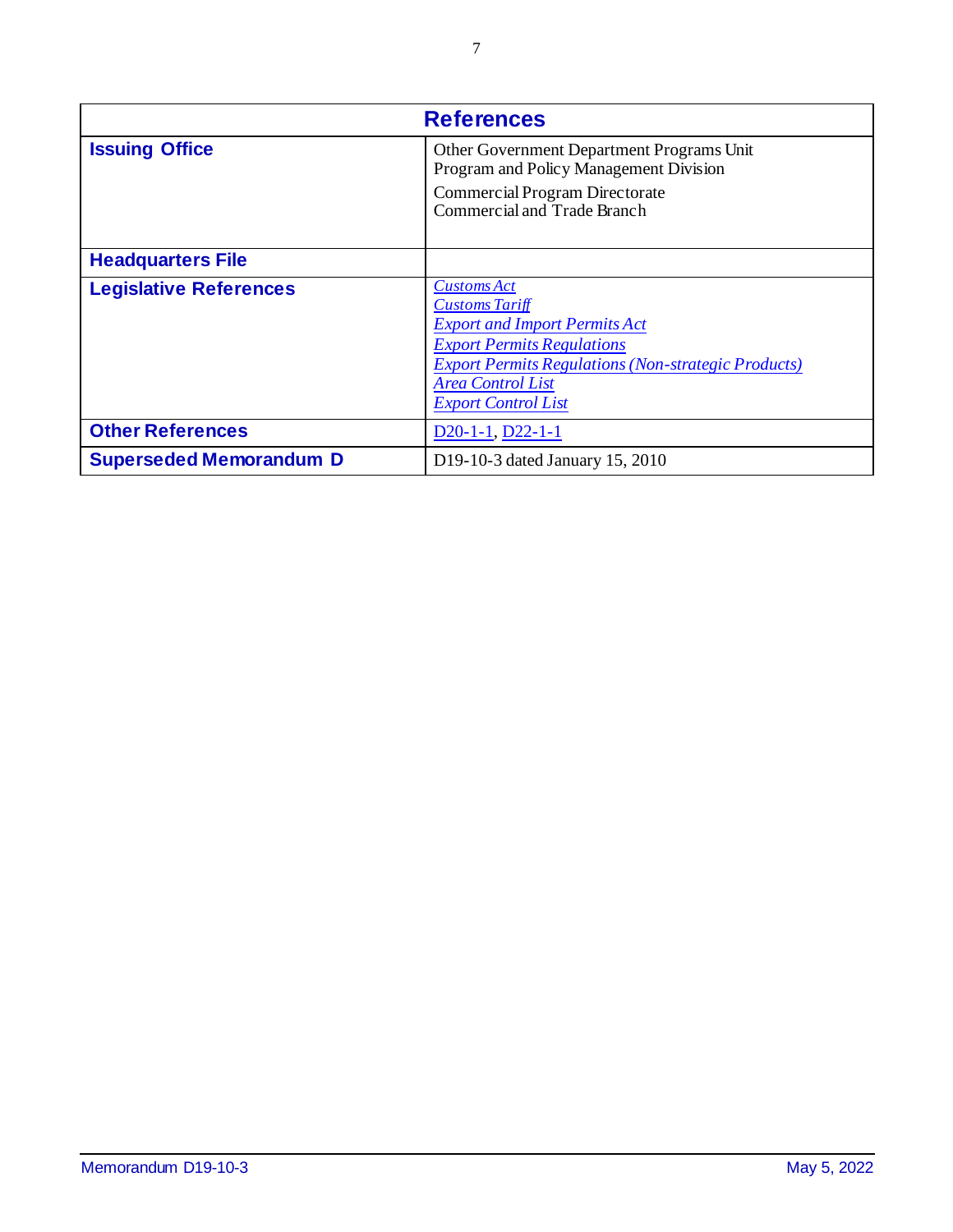| References | |
|---|---|
| **Issuing Office** | Other Government Department Programs Unit<br>Program and Policy Management Division<br>Commercial Program Directorate<br>Commercial and Trade Branch |
| **Headquarters File** | |
| **Legislative References** | *Customs Act*<br>*Customs Tariff*<br>*Export and Import Permits Act*<br>*Export Permits Regulations*<br>*Export Permits Regulations (Non-strategic Products)*<br>*Area Control List*<br>*Export Control List* |
| **Other References** | D20-1-1, D22-1-1 |
| **Superseded Memorandum D** | D19-10-3 dated January 15, 2010 |